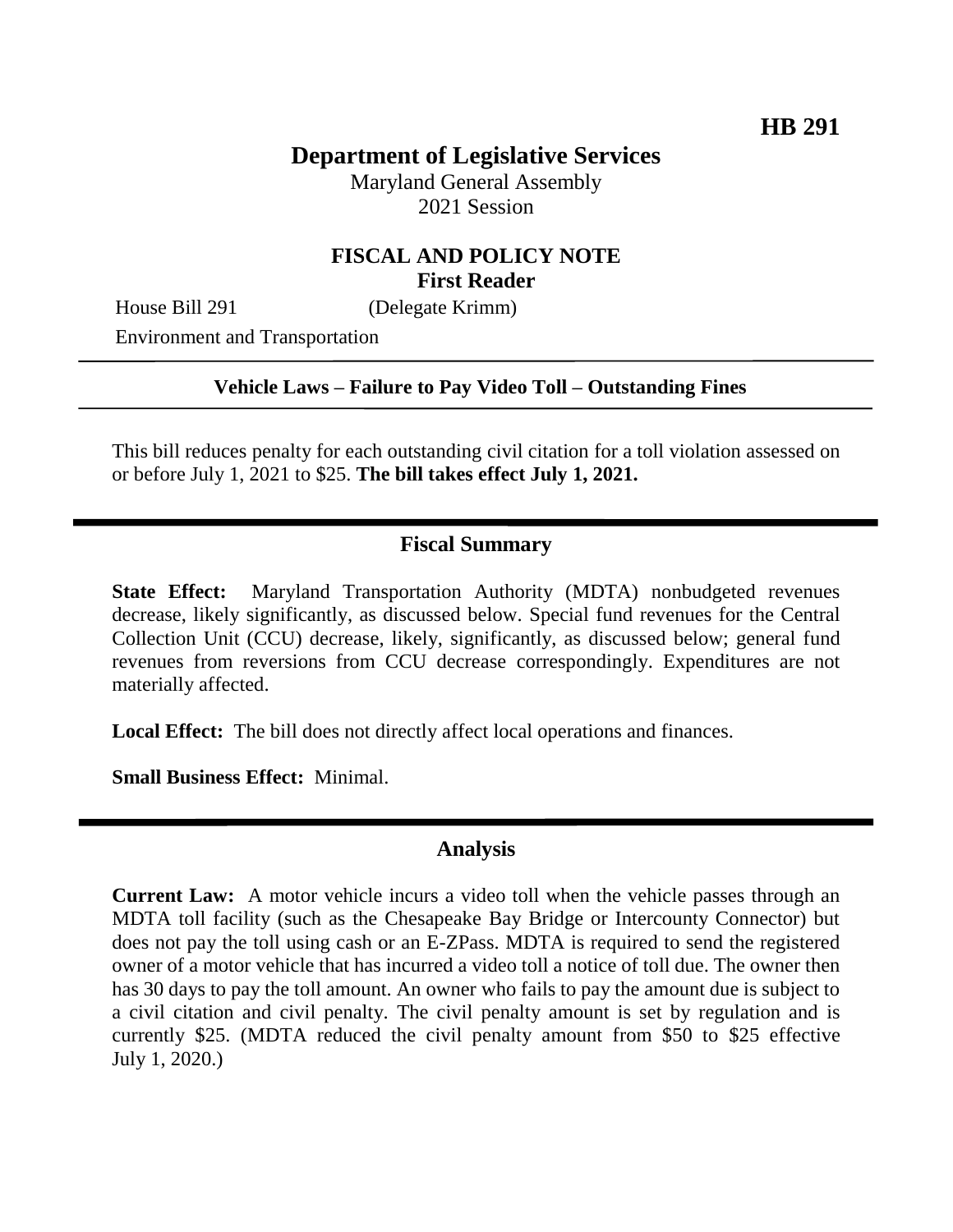**HB 291**

# Department of Legislative Services

Maryland General Assembly
2021 Session

## FISCAL AND POLICY NOTE
**First Reader**

House Bill 291 (Delegate Krimm)
Environment and Transportation

**Vehicle Laws – Failure to Pay Video Toll – Outstanding Fines**

This bill reduces penalty for each outstanding civil citation for a toll violation assessed on or before July 1, 2021 to $25. **The bill takes effect July 1, 2021.**

## Fiscal Summary

**State Effect:** Maryland Transportation Authority (MDTA) nonbudgeted revenues decrease, likely significantly, as discussed below. Special fund revenues for the Central Collection Unit (CCU) decrease, likely, significantly, as discussed below; general fund revenues from reversions from CCU decrease correspondingly. Expenditures are not materially affected.

**Local Effect:** The bill does not directly affect local operations and finances.

**Small Business Effect:** Minimal.

## Analysis

**Current Law:** A motor vehicle incurs a video toll when the vehicle passes through an MDTA toll facility (such as the Chesapeake Bay Bridge or Intercounty Connector) but does not pay the toll using cash or an E-ZPass. MDTA is required to send the registered owner of a motor vehicle that has incurred a video toll a notice of toll due. The owner then has 30 days to pay the toll amount. An owner who fails to pay the amount due is subject to a civil citation and civil penalty. The civil penalty amount is set by regulation and is currently $25. (MDTA reduced the civil penalty amount from $50 to $25 effective July 1, 2020.)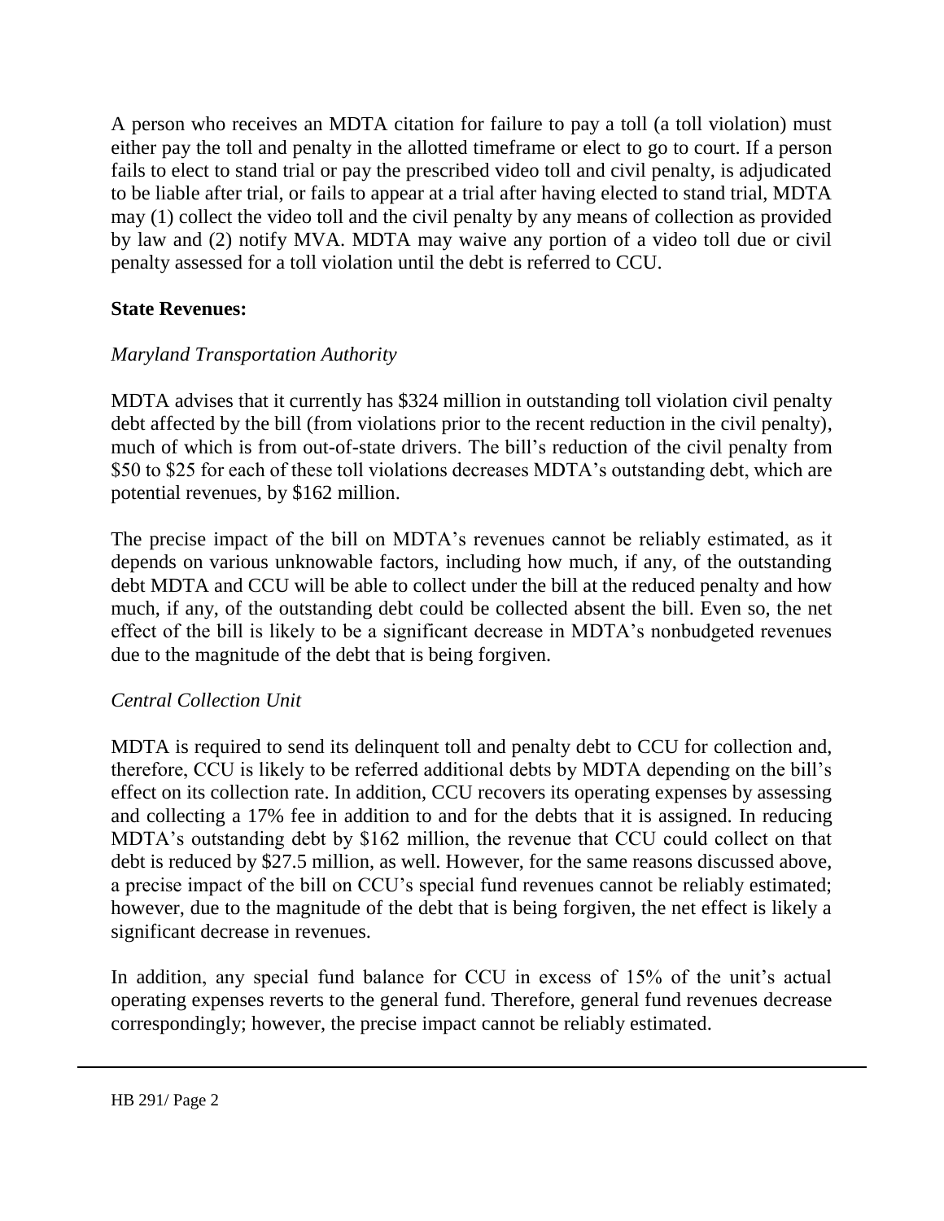A person who receives an MDTA citation for failure to pay a toll (a toll violation) must either pay the toll and penalty in the allotted timeframe or elect to go to court. If a person fails to elect to stand trial or pay the prescribed video toll and civil penalty, is adjudicated to be liable after trial, or fails to appear at a trial after having elected to stand trial, MDTA may (1) collect the video toll and the civil penalty by any means of collection as provided by law and (2) notify MVA. MDTA may waive any portion of a video toll due or civil penalty assessed for a toll violation until the debt is referred to CCU.

**State Revenues:**

*Maryland Transportation Authority*

MDTA advises that it currently has $324 million in outstanding toll violation civil penalty debt affected by the bill (from violations prior to the recent reduction in the civil penalty), much of which is from out-of-state drivers. The bill's reduction of the civil penalty from $50 to $25 for each of these toll violations decreases MDTA's outstanding debt, which are potential revenues, by $162 million.

The precise impact of the bill on MDTA's revenues cannot be reliably estimated, as it depends on various unknowable factors, including how much, if any, of the outstanding debt MDTA and CCU will be able to collect under the bill at the reduced penalty and how much, if any, of the outstanding debt could be collected absent the bill. Even so, the net effect of the bill is likely to be a significant decrease in MDTA's nonbudgeted revenues due to the magnitude of the debt that is being forgiven.

*Central Collection Unit*

MDTA is required to send its delinquent toll and penalty debt to CCU for collection and, therefore, CCU is likely to be referred additional debts by MDTA depending on the bill's effect on its collection rate. In addition, CCU recovers its operating expenses by assessing and collecting a 17% fee in addition to and for the debts that it is assigned. In reducing MDTA's outstanding debt by $162 million, the revenue that CCU could collect on that debt is reduced by $27.5 million, as well. However, for the same reasons discussed above, a precise impact of the bill on CCU's special fund revenues cannot be reliably estimated; however, due to the magnitude of the debt that is being forgiven, the net effect is likely a significant decrease in revenues.

In addition, any special fund balance for CCU in excess of 15% of the unit's actual operating expenses reverts to the general fund. Therefore, general fund revenues decrease correspondingly; however, the precise impact cannot be reliably estimated.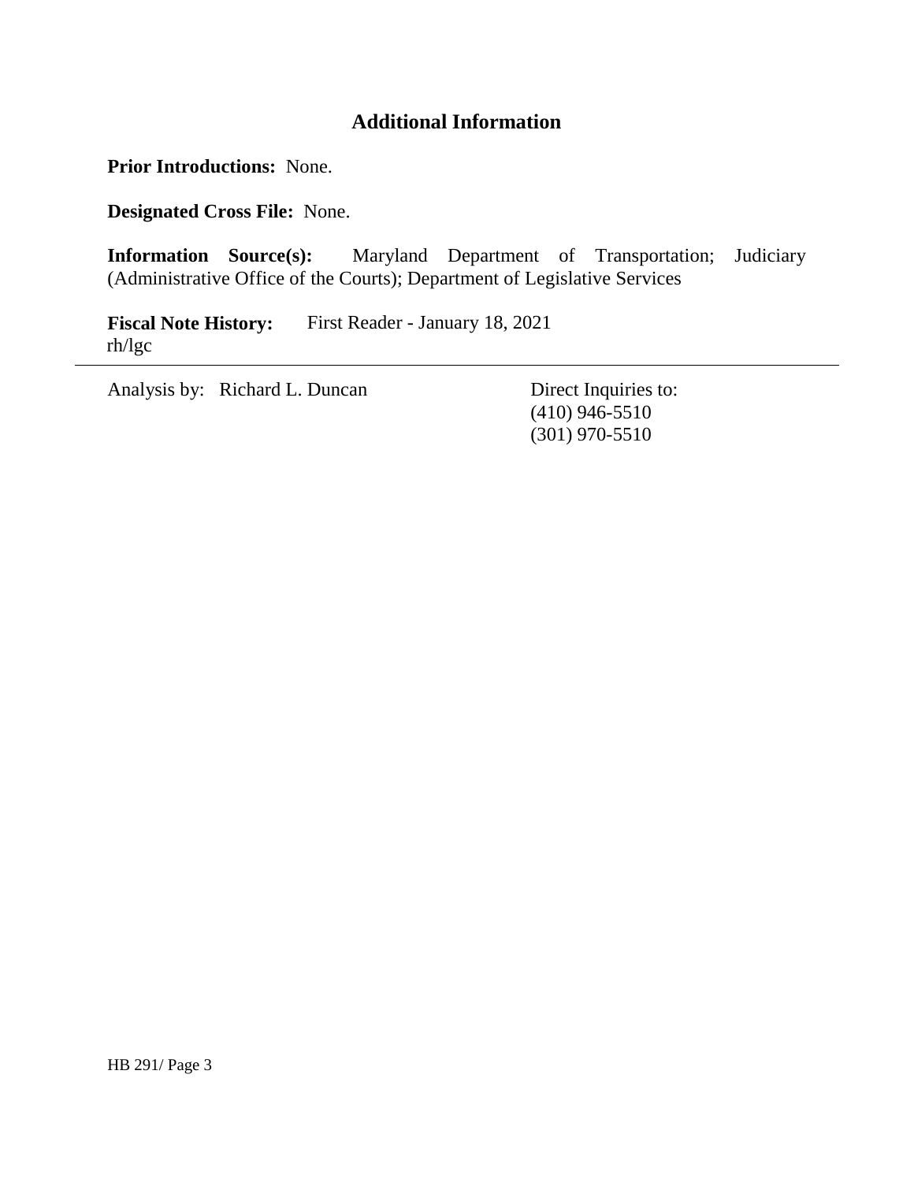## Additional Information

**Prior Introductions:** None.

**Designated Cross File:** None.

**Information Source(s):** Maryland Department of Transportation; Judiciary (Administrative Office of the Courts); Department of Legislative Services

**Fiscal Note History:** First Reader - January 18, 2021
rh/lgc

---

Analysis by: Richard L. Duncan

Direct Inquiries to:
(410) 946-5510
(301) 970-5510